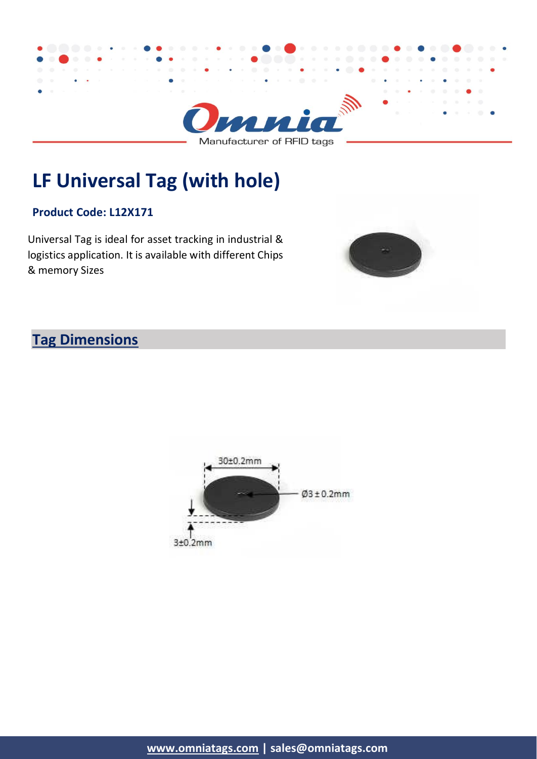# LF Universal Tag (with hole)

**Product Code: L12X171**

Universal Tag is ideal for asset tracking in industrial & logistics application. It is available with different Chips & memory Sizes

## Tag Dimensions

30±0.2mm

Ø3 ± 0.2mm

3±0.2mm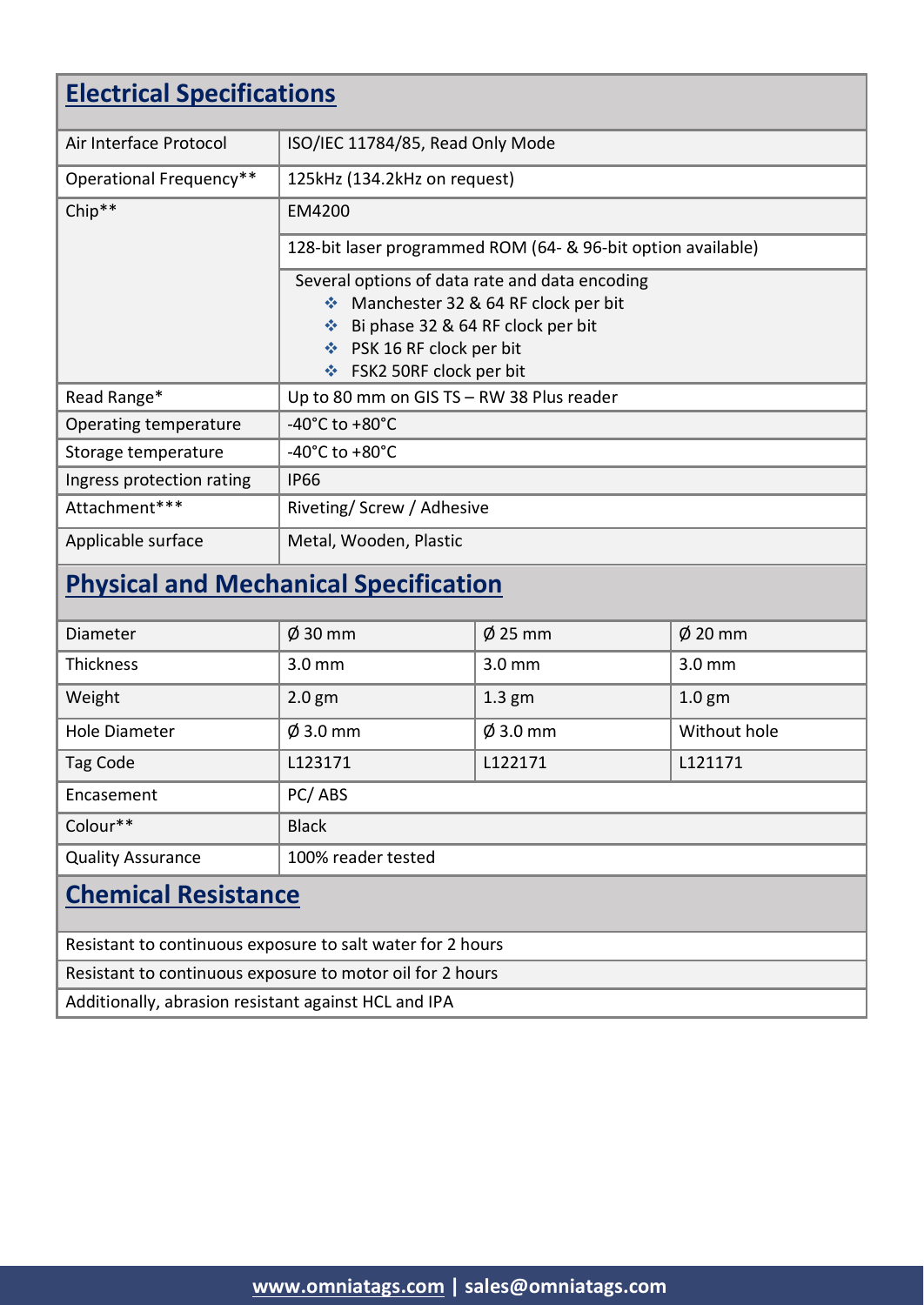## Electrical Specifications

| | |
|---|---|
| Air Interface Protocol | ISO/IEC 11784/85, Read Only Mode |
| Operational Frequency** | 125kHz (134.2kHz on request) |
| Chip** | EM4200 |
| | 128-bit laser programmed ROM (64- & 96-bit option available) |
| | Several options of data rate and data encoding<br>❖ Manchester 32 & 64 RF clock per bit<br>❖ Bi phase 32 & 64 RF clock per bit<br>❖ PSK 16 RF clock per bit<br>❖ FSK2 50RF clock per bit |
| Read Range* | Up to 80 mm on GIS TS – RW 38 Plus reader |
| Operating temperature | -40°C to +80°C |
| Storage temperature | -40°C to +80°C |
| Ingress protection rating | IP66 |
| Attachment*** | Riveting/ Screw / Adhesive |
| Applicable surface | Metal, Wooden, Plastic |

## Physical and Mechanical Specification

| | | | |
|---|---|---|---|
| Diameter | Ø 30 mm | Ø 25 mm | Ø 20 mm |
| Thickness | 3.0 mm | 3.0 mm | 3.0 mm |
| Weight | 2.0 gm | 1.3 gm | 1.0 gm |
| Hole Diameter | Ø 3.0 mm | Ø 3.0 mm | Without hole |
| Tag Code | L123171 | L122171 | L121171 |
| Encasement | PC/ ABS | | |
| Colour** | Black | | |
| Quality Assurance | 100% reader tested | | |

## Chemical Resistance

- Resistant to continuous exposure to salt water for 2 hours
- Resistant to continuous exposure to motor oil for 2 hours
- Additionally, abrasion resistant against HCL and IPA

**www.omniatags.com | sales@omniatags.com**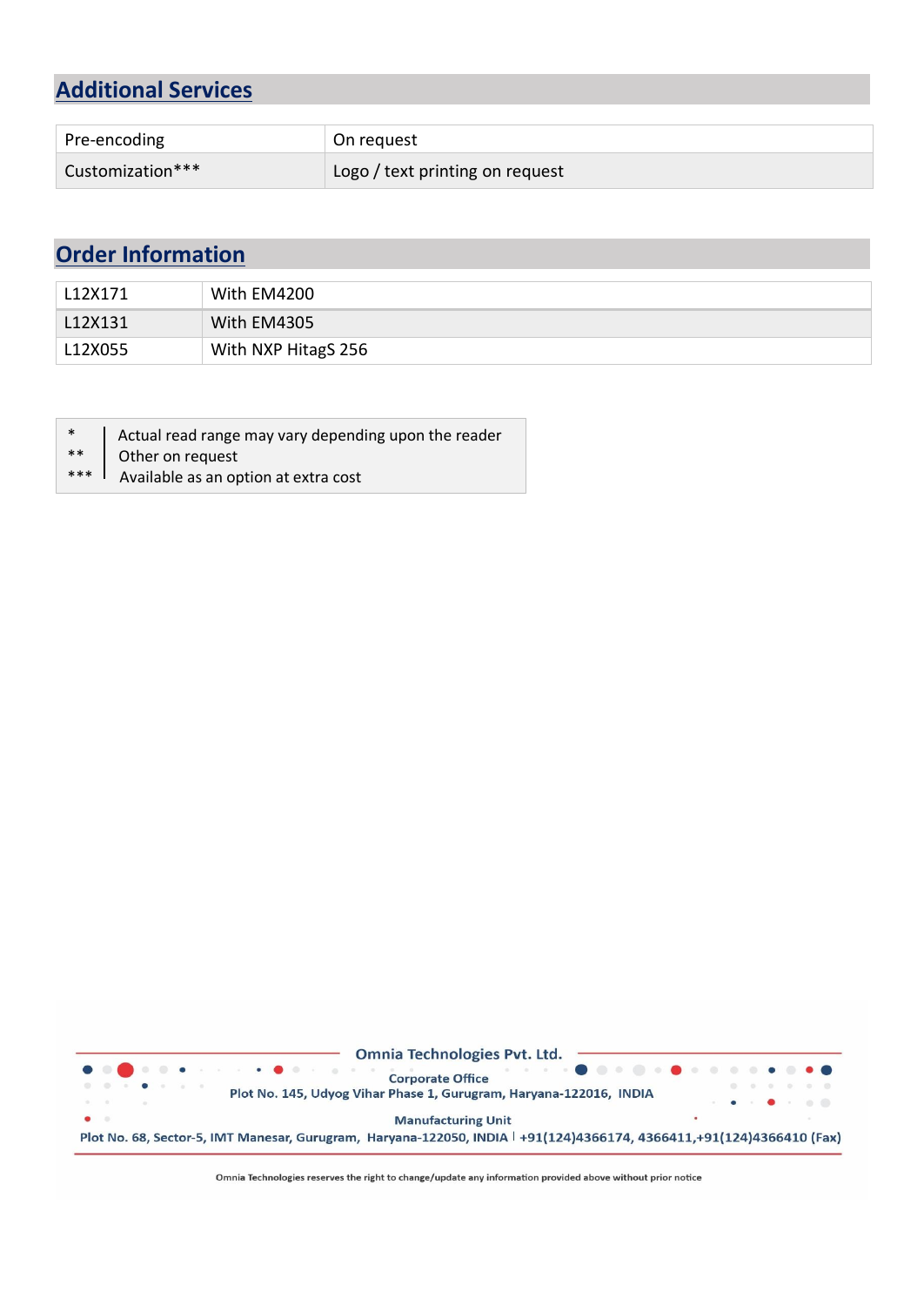## Additional Services

| | |
|---|---|
| Pre-encoding | On request |
| Customization*** | Logo / text printing on request |

## Order Information

| | |
|---|---|
| L12X171 | With EM4200 |
| L12X131 | With EM4305 |
| L12X055 | With NXP HitagS 256 |

| | |
|---|---|
| * | Actual read range may vary depending upon the reader |
| ** | Other on request |
| *** | Available as an option at extra cost |

**Omnia Technologies Pvt. Ltd.**

**Corporate Office**
Plot No. 145, Udyog Vihar Phase 1, Gurugram, Haryana-122016, INDIA

**Manufacturing Unit**
Plot No. 68, Sector-5, IMT Manesar, Gurugram, Haryana-122050, INDIA | +91(124)4366174, 4366411,+91(124)4366410 (Fax)

Omnia Technologies reserves the right to change/update any information provided above without prior notice